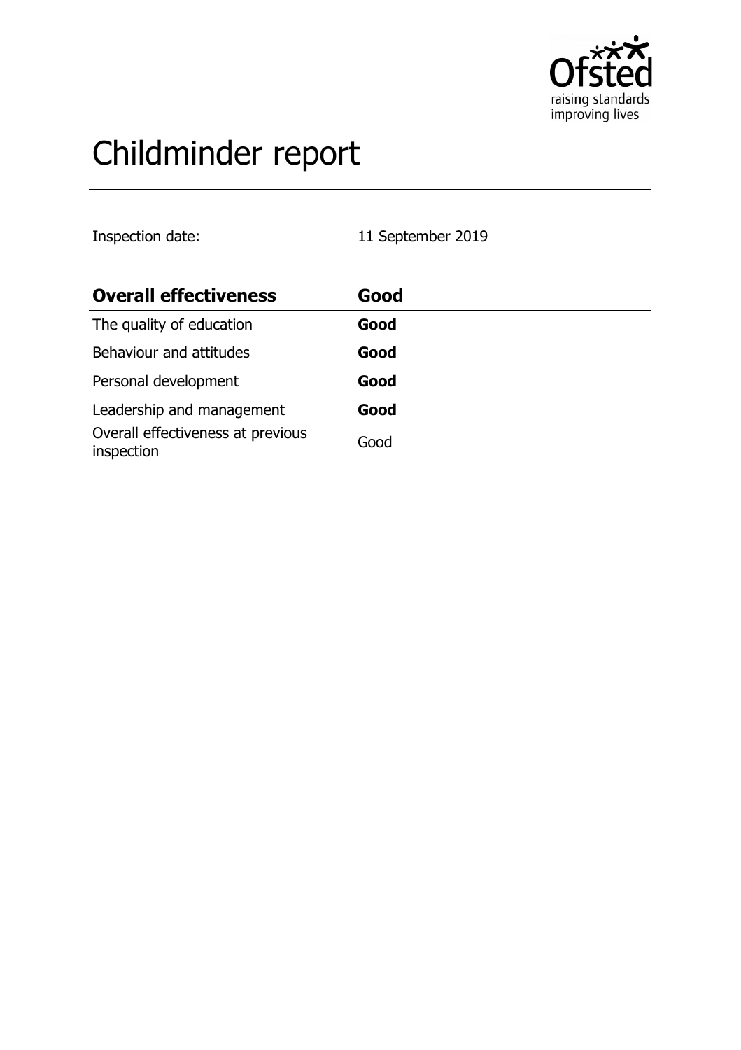# Childminder report

Inspection date: 11 September 2019

| **Overall effectiveness** | **Good** |
|---|---|
| The quality of education | **Good** |
| Behaviour and attitudes | **Good** |
| Personal development | **Good** |
| Leadership and management | **Good** |
| Overall effectiveness at previous inspection | Good |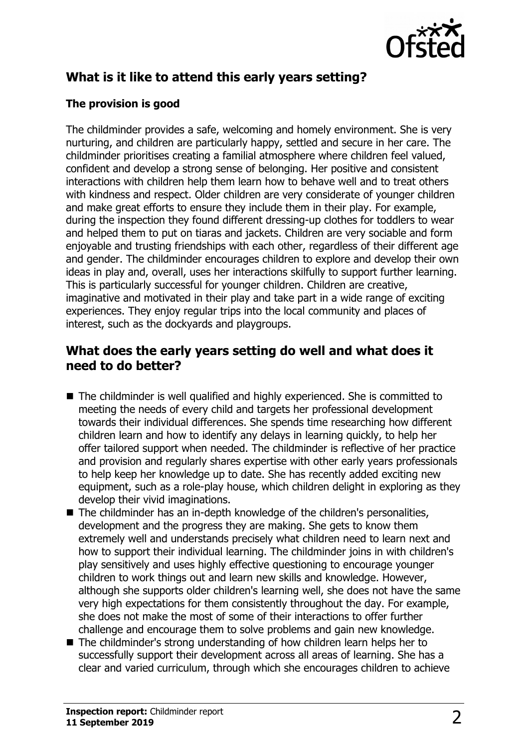## What is it like to attend this early years setting?

### The provision is good

The childminder provides a safe, welcoming and homely environment. She is very nurturing, and children are particularly happy, settled and secure in her care. The childminder prioritises creating a familial atmosphere where children feel valued, confident and develop a strong sense of belonging. Her positive and consistent interactions with children help them learn how to behave well and to treat others with kindness and respect. Older children are very considerate of younger children and make great efforts to ensure they include them in their play. For example, during the inspection they found different dressing-up clothes for toddlers to wear and helped them to put on tiaras and jackets. Children are very sociable and form enjoyable and trusting friendships with each other, regardless of their different age and gender. The childminder encourages children to explore and develop their own ideas in play and, overall, uses her interactions skilfully to support further learning. This is particularly successful for younger children. Children are creative, imaginative and motivated in their play and take part in a wide range of exciting experiences. They enjoy regular trips into the local community and places of interest, such as the dockyards and playgroups.

## What does the early years setting do well and what does it need to do better?

- The childminder is well qualified and highly experienced. She is committed to meeting the needs of every child and targets her professional development towards their individual differences. She spends time researching how different children learn and how to identify any delays in learning quickly, to help her offer tailored support when needed. The childminder is reflective of her practice and provision and regularly shares expertise with other early years professionals to help keep her knowledge up to date. She has recently added exciting new equipment, such as a role-play house, which children delight in exploring as they develop their vivid imaginations.
- The childminder has an in-depth knowledge of the children's personalities, development and the progress they are making. She gets to know them extremely well and understands precisely what children need to learn next and how to support their individual learning. The childminder joins in with children's play sensitively and uses highly effective questioning to encourage younger children to work things out and learn new skills and knowledge. However, although she supports older children's learning well, she does not have the same very high expectations for them consistently throughout the day. For example, she does not make the most of some of their interactions to offer further challenge and encourage them to solve problems and gain new knowledge.
- The childminder's strong understanding of how children learn helps her to successfully support their development across all areas of learning. She has a clear and varied curriculum, through which she encourages children to achieve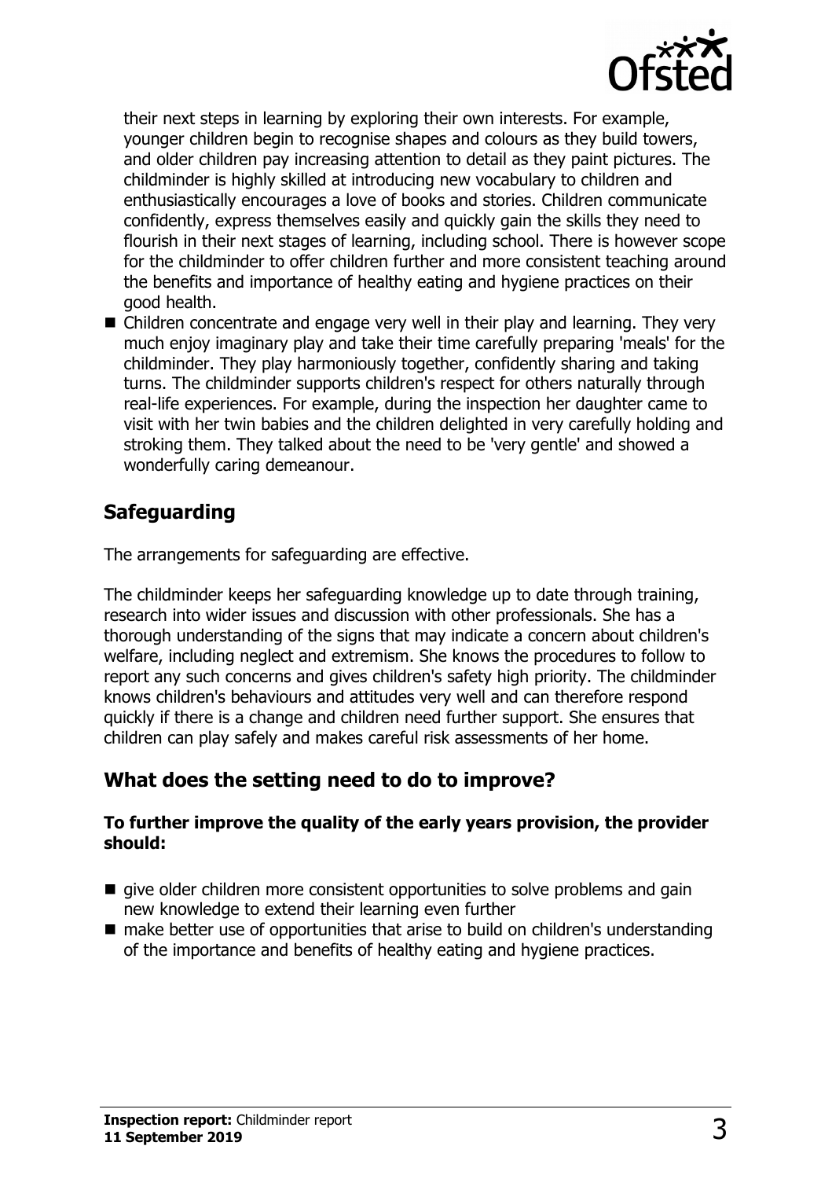their next steps in learning by exploring their own interests. For example, younger children begin to recognise shapes and colours as they build towers, and older children pay increasing attention to detail as they paint pictures. The childminder is highly skilled at introducing new vocabulary to children and enthusiastically encourages a love of books and stories. Children communicate confidently, express themselves easily and quickly gain the skills they need to flourish in their next stages of learning, including school. There is however scope for the childminder to offer children further and more consistent teaching around the benefits and importance of healthy eating and hygiene practices on their good health.

- Children concentrate and engage very well in their play and learning. They very much enjoy imaginary play and take their time carefully preparing 'meals' for the childminder. They play harmoniously together, confidently sharing and taking turns. The childminder supports children's respect for others naturally through real-life experiences. For example, during the inspection her daughter came to visit with her twin babies and the children delighted in very carefully holding and stroking them. They talked about the need to be 'very gentle' and showed a wonderfully caring demeanour.

## Safeguarding

The arrangements for safeguarding are effective.

The childminder keeps her safeguarding knowledge up to date through training, research into wider issues and discussion with other professionals. She has a thorough understanding of the signs that may indicate a concern about children's welfare, including neglect and extremism. She knows the procedures to follow to report any such concerns and gives children's safety high priority. The childminder knows children's behaviours and attitudes very well and can therefore respond quickly if there is a change and children need further support. She ensures that children can play safely and makes careful risk assessments of her home.

## What does the setting need to do to improve?

**To further improve the quality of the early years provision, the provider should:**

- give older children more consistent opportunities to solve problems and gain new knowledge to extend their learning even further
- make better use of opportunities that arise to build on children's understanding of the importance and benefits of healthy eating and hygiene practices.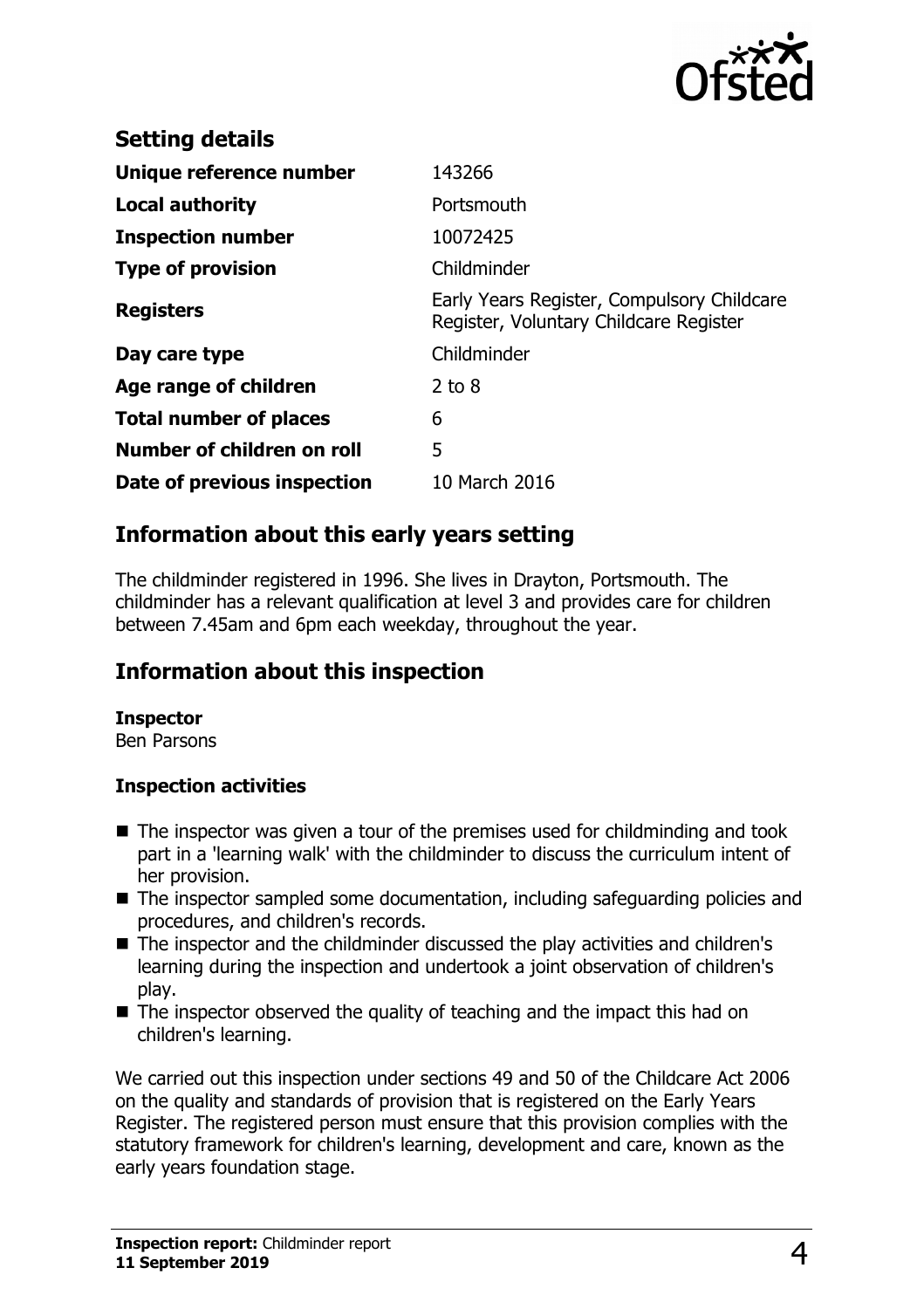## Setting details

| | |
|---|---|
| **Unique reference number** | 143266 |
| **Local authority** | Portsmouth |
| **Inspection number** | 10072425 |
| **Type of provision** | Childminder |
| **Registers** | Early Years Register, Compulsory Childcare Register, Voluntary Childcare Register |
| **Day care type** | Childminder |
| **Age range of children** | 2 to 8 |
| **Total number of places** | 6 |
| **Number of children on roll** | 5 |
| **Date of previous inspection** | 10 March 2016 |

## Information about this early years setting

The childminder registered in 1996. She lives in Drayton, Portsmouth. The childminder has a relevant qualification at level 3 and provides care for children between 7.45am and 6pm each weekday, throughout the year.

## Information about this inspection

**Inspector**
Ben Parsons

### Inspection activities

- The inspector was given a tour of the premises used for childminding and took part in a 'learning walk' with the childminder to discuss the curriculum intent of her provision.
- The inspector sampled some documentation, including safeguarding policies and procedures, and children's records.
- The inspector and the childminder discussed the play activities and children's learning during the inspection and undertook a joint observation of children's play.
- The inspector observed the quality of teaching and the impact this had on children's learning.

We carried out this inspection under sections 49 and 50 of the Childcare Act 2006 on the quality and standards of provision that is registered on the Early Years Register. The registered person must ensure that this provision complies with the statutory framework for children's learning, development and care, known as the early years foundation stage.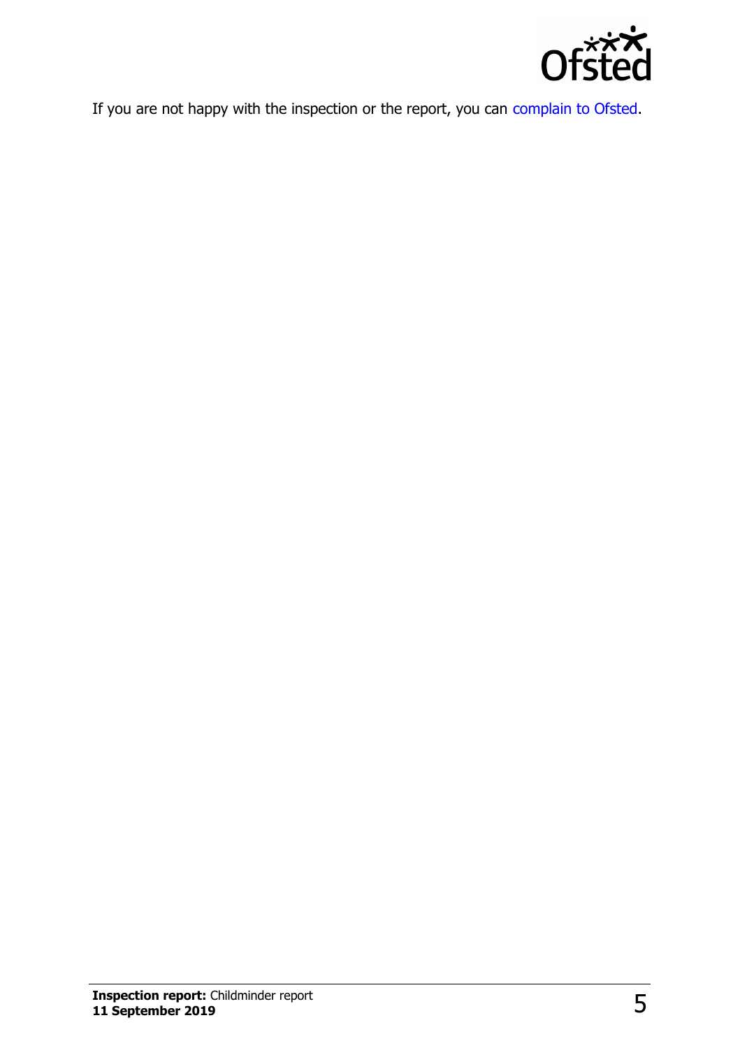If you are not happy with the inspection or the report, you can complain to Ofsted.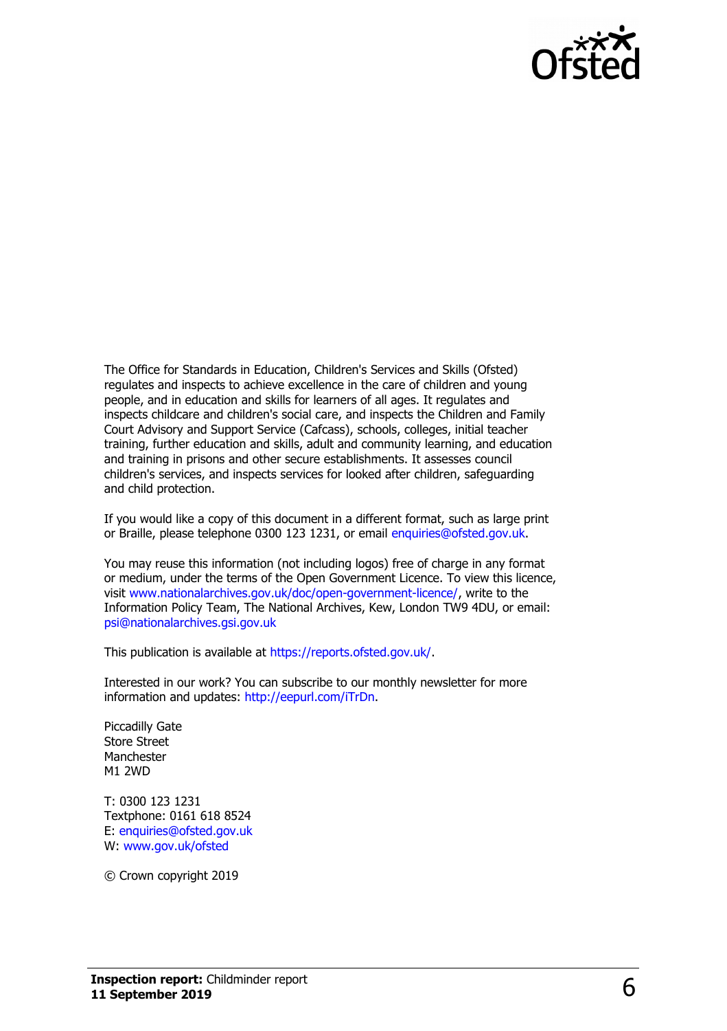The Office for Standards in Education, Children's Services and Skills (Ofsted) regulates and inspects to achieve excellence in the care of children and young people, and in education and skills for learners of all ages. It regulates and inspects childcare and children's social care, and inspects the Children and Family Court Advisory and Support Service (Cafcass), schools, colleges, initial teacher training, further education and skills, adult and community learning, and education and training in prisons and other secure establishments. It assesses council children's services, and inspects services for looked after children, safeguarding and child protection.

If you would like a copy of this document in a different format, such as large print or Braille, please telephone 0300 123 1231, or email enquiries@ofsted.gov.uk.

You may reuse this information (not including logos) free of charge in any format or medium, under the terms of the Open Government Licence. To view this licence, visit www.nationalarchives.gov.uk/doc/open-government-licence/, write to the Information Policy Team, The National Archives, Kew, London TW9 4DU, or email: psi@nationalarchives.gsi.gov.uk

This publication is available at https://reports.ofsted.gov.uk/.

Interested in our work? You can subscribe to our monthly newsletter for more information and updates: http://eepurl.com/iTrDn.

Piccadilly Gate
Store Street
Manchester
M1 2WD

T: 0300 123 1231
Textphone: 0161 618 8524
E: enquiries@ofsted.gov.uk
W: www.gov.uk/ofsted

© Crown copyright 2019